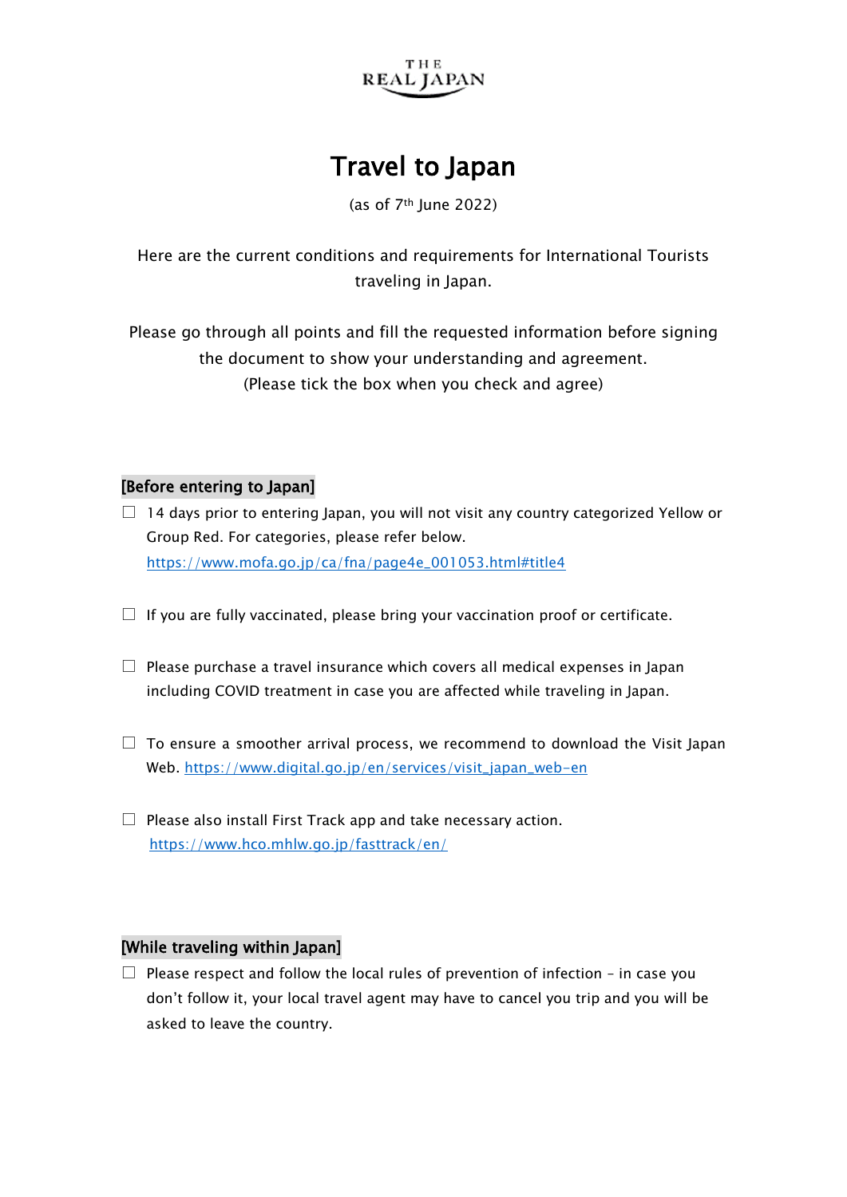THE REAL JAPAN

# Travel to Japan

(as of 7th June 2022)

Here are the current conditions and requirements for International Tourists traveling in Japan.

Please go through all points and fill the requested information before signing the document to show your understanding and agreement.
(Please tick the box when you check and agree)

## [Before entering to Japan]

☐ 14 days prior to entering Japan, you will not visit any country categorized Yellow or Group Red. For categories, please refer below.
https://www.mofa.go.jp/ca/fna/page4e_001053.html#title4

☐ If you are fully vaccinated, please bring your vaccination proof or certificate.

☐ Please purchase a travel insurance which covers all medical expenses in Japan including COVID treatment in case you are affected while traveling in Japan.

☐ To ensure a smoother arrival process, we recommend to download the Visit Japan Web. https://www.digital.go.jp/en/services/visit_japan_web-en

☐ Please also install First Track app and take necessary action.
https://www.hco.mhlw.go.jp/fasttrack/en/

## [While traveling within Japan]

☐ Please respect and follow the local rules of prevention of infection – in case you don't follow it, your local travel agent may have to cancel you trip and you will be asked to leave the country.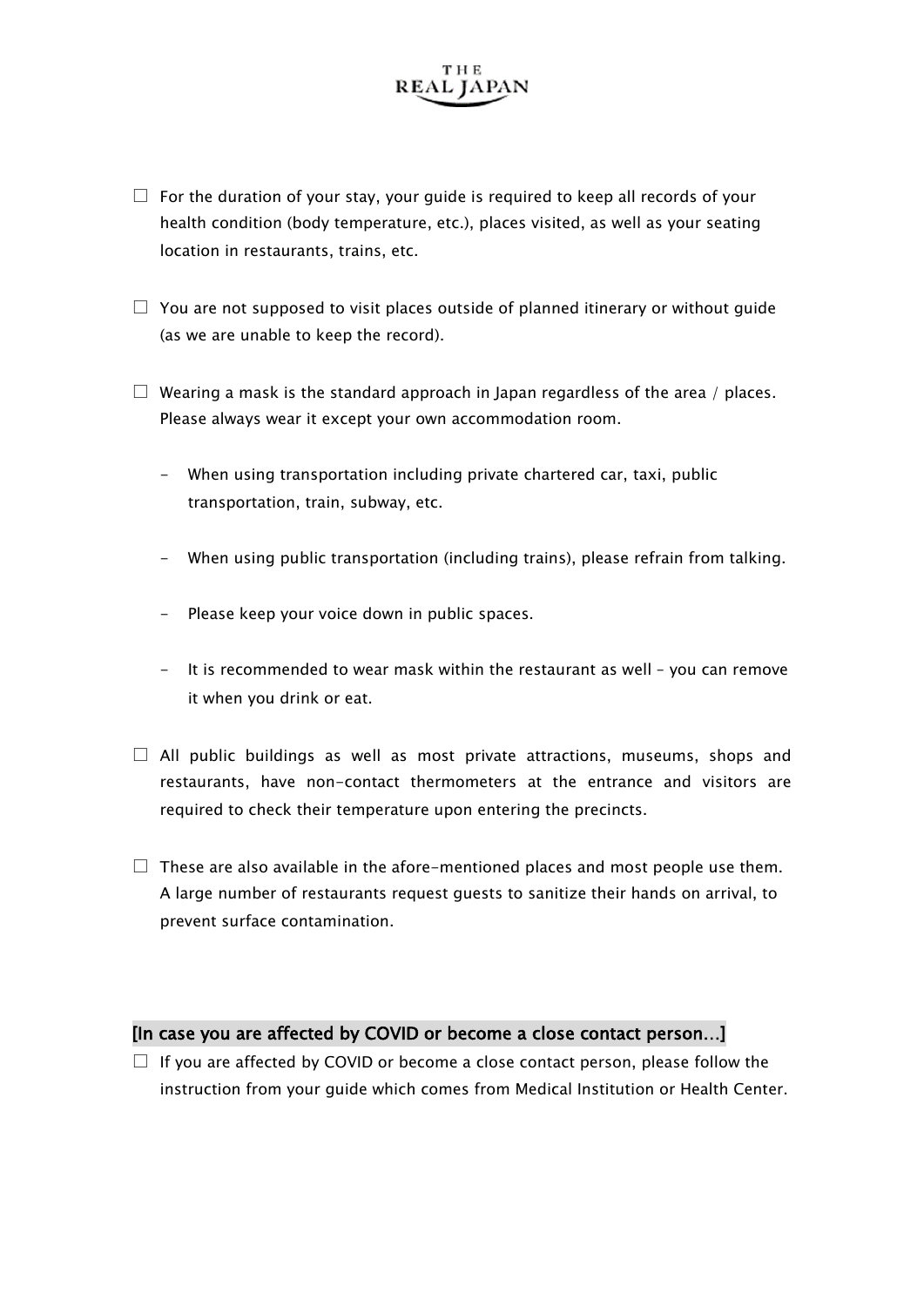- ☐ For the duration of your stay, your guide is required to keep all records of your health condition (body temperature, etc.), places visited, as well as your seating location in restaurants, trains, etc.

- ☐ You are not supposed to visit places outside of planned itinerary or without guide (as we are unable to keep the record).

- ☐ Wearing a mask is the standard approach in Japan regardless of the area / places. Please always wear it except your own accommodation room.

  - When using transportation including private chartered car, taxi, public transportation, train, subway, etc.

  - When using public transportation (including trains), please refrain from talking.

  - Please keep your voice down in public spaces.

  - It is recommended to wear mask within the restaurant as well – you can remove it when you drink or eat.

- ☐ All public buildings as well as most private attractions, museums, shops and restaurants, have non-contact thermometers at the entrance and visitors are required to check their temperature upon entering the precincts.

- ☐ These are also available in the afore-mentioned places and most people use them. A large number of restaurants request guests to sanitize their hands on arrival, to prevent surface contamination.

## [In case you are affected by COVID or become a close contact person…]

- ☐ If you are affected by COVID or become a close contact person, please follow the instruction from your guide which comes from Medical Institution or Health Center.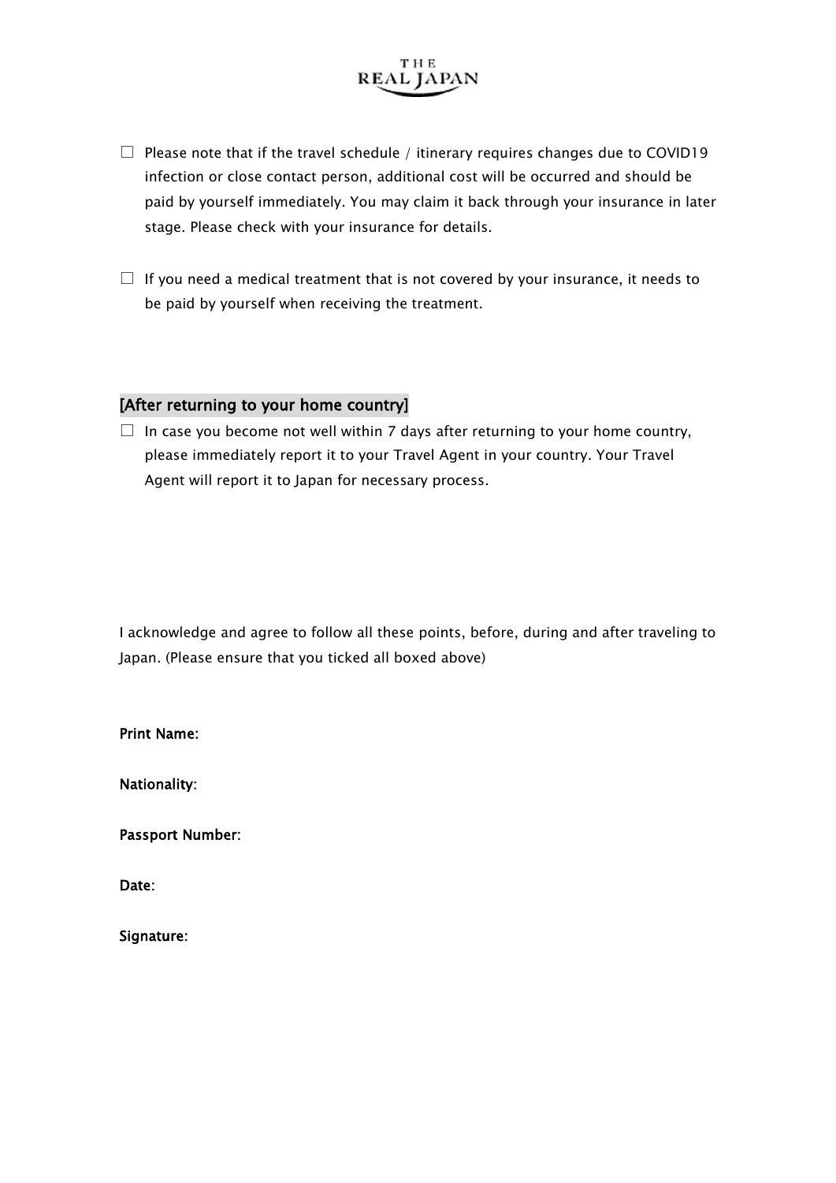THE REAL JAPAN

☐ Please note that if the travel schedule / itinerary requires changes due to COVID19 infection or close contact person, additional cost will be occurred and should be paid by yourself immediately. You may claim it back through your insurance in later stage. Please check with your insurance for details.

☐ If you need a medical treatment that is not covered by your insurance, it needs to be paid by yourself when receiving the treatment.

### [After returning to your home country]

☐ In case you become not well within 7 days after returning to your home country, please immediately report it to your Travel Agent in your country. Your Travel Agent will report it to Japan for necessary process.

I acknowledge and agree to follow all these points, before, during and after traveling to Japan. (Please ensure that you ticked all boxed above)

**Print Name:**

**Nationality:**

**Passport Number:**

**Date:**

**Signature:**